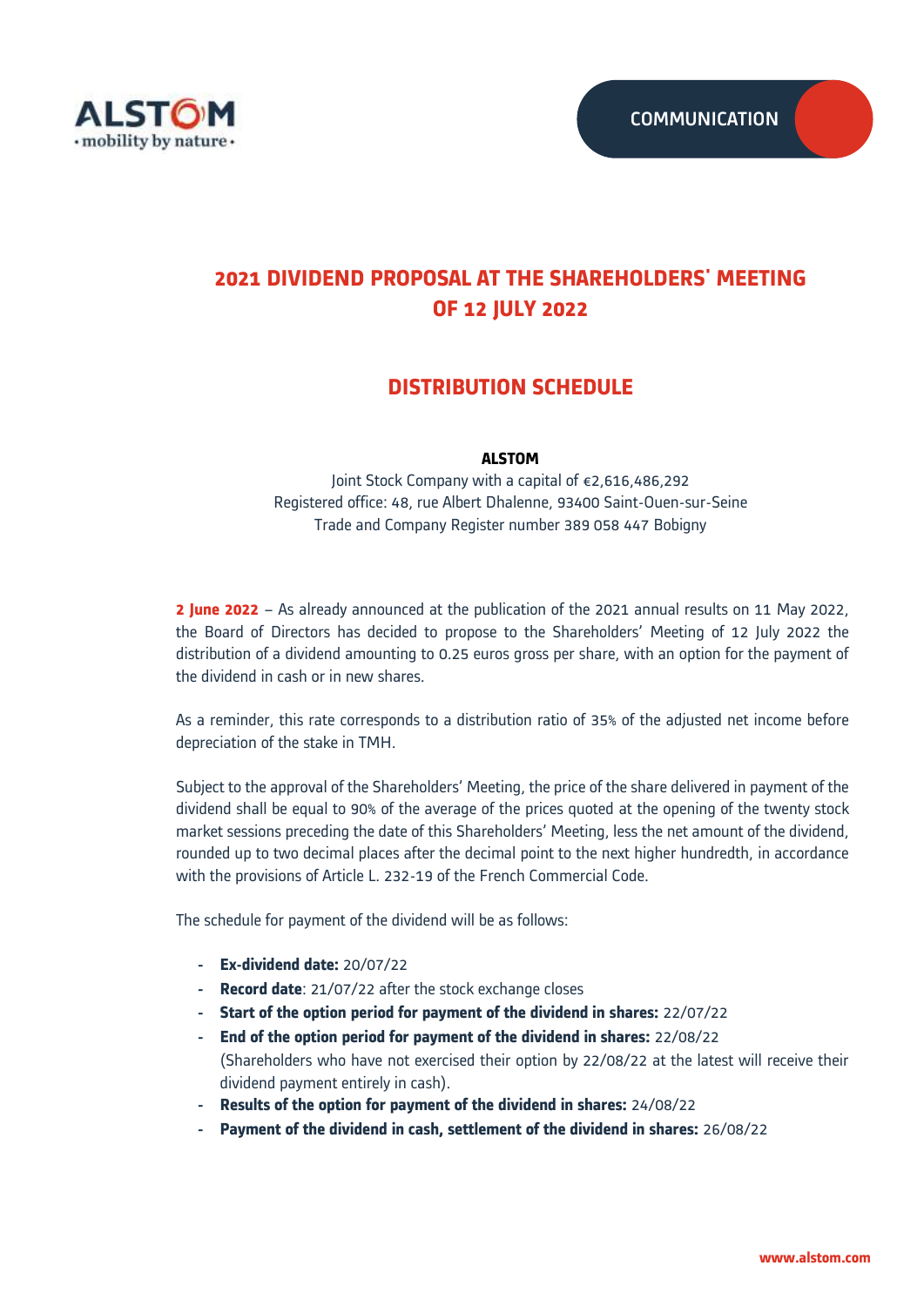COMMUNICATION

# 2021 DIVIDEND PROPOSAL AT THE SHAREHOLDERS' MEETING OF 12 JULY 2022

## DISTRIBUTION SCHEDULE

**ALSTOM**

Joint Stock Company with a capital of €2,616,486,292
Registered office: 48, rue Albert Dhalenne, 93400 Saint-Ouen-sur-Seine
Trade and Company Register number 389 058 447 Bobigny

**2 June 2022** – As already announced at the publication of the 2021 annual results on 11 May 2022, the Board of Directors has decided to propose to the Shareholders' Meeting of 12 July 2022 the distribution of a dividend amounting to 0.25 euros gross per share, with an option for the payment of the dividend in cash or in new shares.

As a reminder, this rate corresponds to a distribution ratio of 35% of the adjusted net income before depreciation of the stake in TMH.

Subject to the approval of the Shareholders' Meeting, the price of the share delivered in payment of the dividend shall be equal to 90% of the average of the prices quoted at the opening of the twenty stock market sessions preceding the date of this Shareholders' Meeting, less the net amount of the dividend, rounded up to two decimal places after the decimal point to the next higher hundredth, in accordance with the provisions of Article L. 232-19 of the French Commercial Code.

The schedule for payment of the dividend will be as follows:

- **Ex-dividend date:** 20/07/22
- **Record date**: 21/07/22 after the stock exchange closes
- **Start of the option period for payment of the dividend in shares:** 22/07/22
- **End of the option period for payment of the dividend in shares:** 22/08/22 (Shareholders who have not exercised their option by 22/08/22 at the latest will receive their dividend payment entirely in cash).
- **Results of the option for payment of the dividend in shares:** 24/08/22
- **Payment of the dividend in cash, settlement of the dividend in shares:** 26/08/22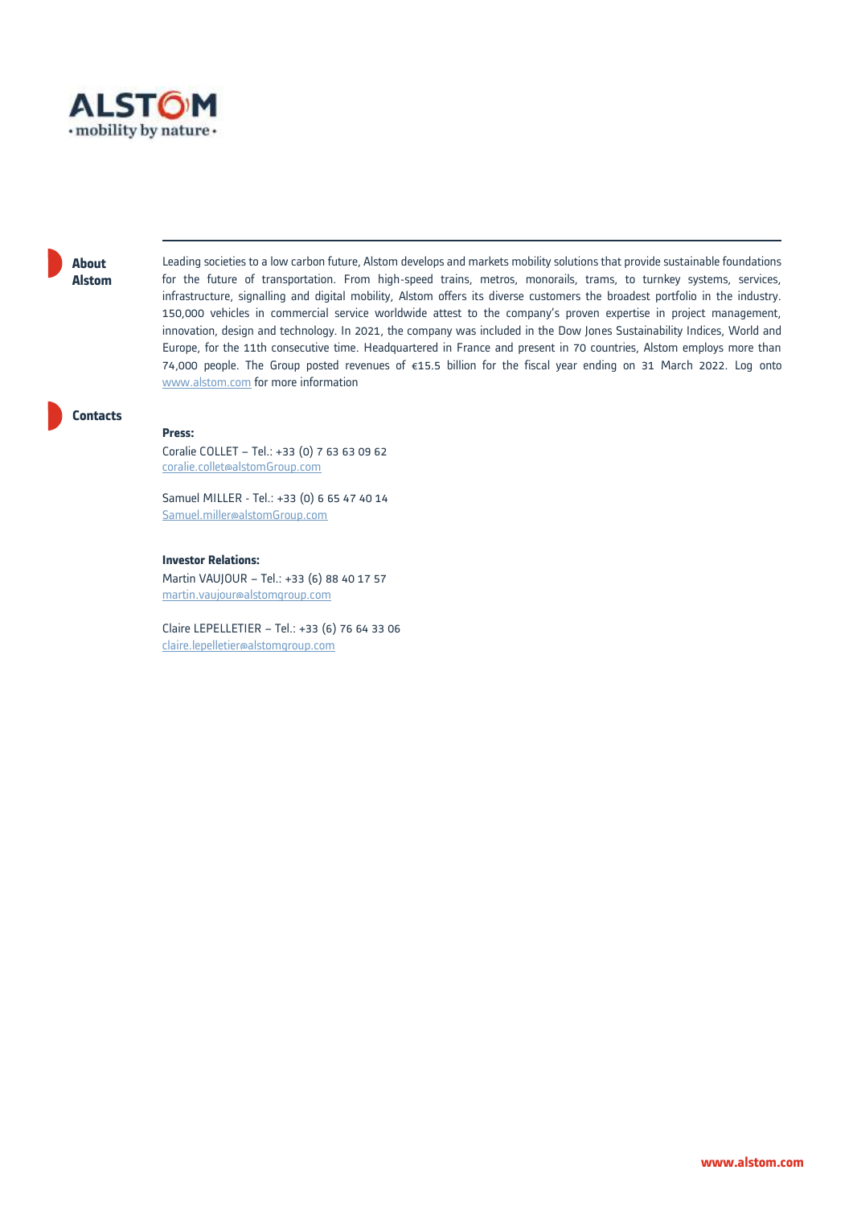## About Alstom

Leading societies to a low carbon future, Alstom develops and markets mobility solutions that provide sustainable foundations for the future of transportation. From high-speed trains, metros, monorails, trams, to turnkey systems, services, infrastructure, signalling and digital mobility, Alstom offers its diverse customers the broadest portfolio in the industry. 150,000 vehicles in commercial service worldwide attest to the company's proven expertise in project management, innovation, design and technology. In 2021, the company was included in the Dow Jones Sustainability Indices, World and Europe, for the 11th consecutive time. Headquartered in France and present in 70 countries, Alstom employs more than 74,000 people. The Group posted revenues of €15.5 billion for the fiscal year ending on 31 March 2022. Log onto www.alstom.com for more information

## Contacts

**Press:**

Coralie COLLET – Tel.: +33 (0) 7 63 63 09 62
coralie.collet@alstomGroup.com

Samuel MILLER - Tel.: +33 (0) 6 65 47 40 14
Samuel.miller@alstomGroup.com

**Investor Relations:**

Martin VAUJOUR – Tel.: +33 (6) 88 40 17 57
martin.vaujour@alstomgroup.com

Claire LEPELLETIER – Tel.: +33 (6) 76 64 33 06
claire.lepelletier@alstomgroup.com